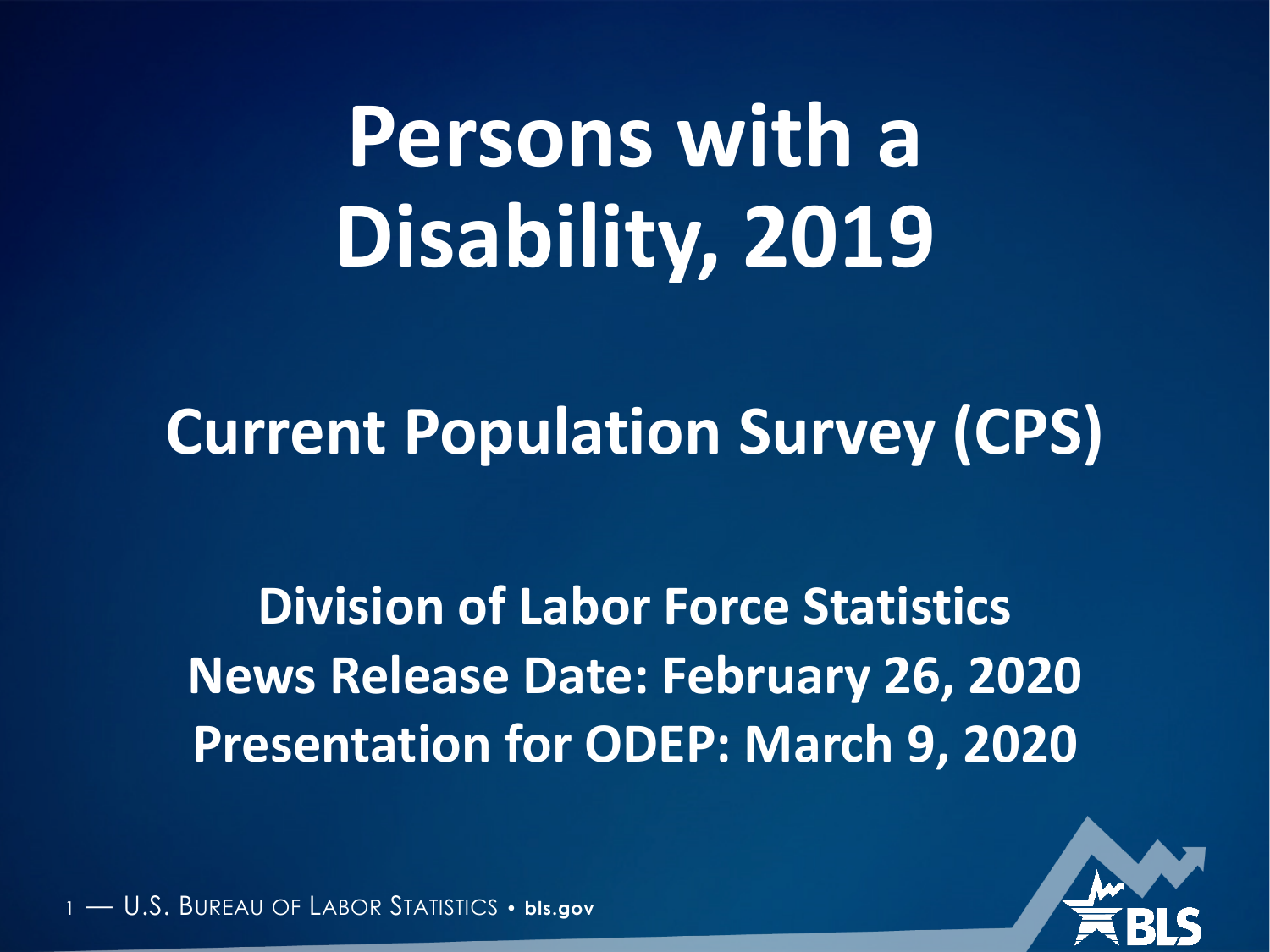# Persons with a Disability, 2019

## Current Population Survey (CPS)

**Division of Labor Force Statistics**
**News Release Date: February 26, 2020**
**Presentation for ODEP: March 9, 2020**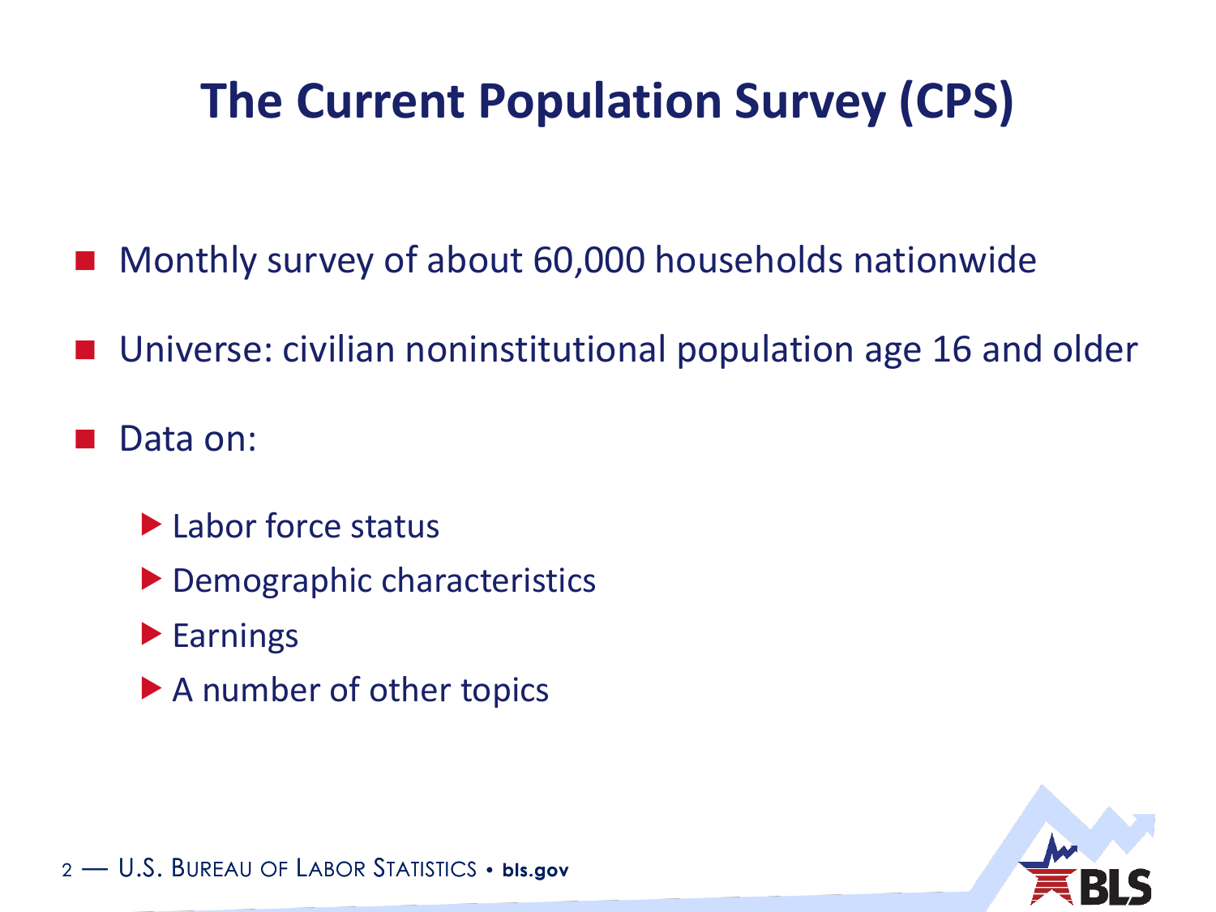# The Current Population Survey (CPS)

- Monthly survey of about 60,000 households nationwide
- Universe: civilian noninstitutional population age 16 and older
- Data on:
  - Labor force status
  - Demographic characteristics
  - Earnings
  - A number of other topics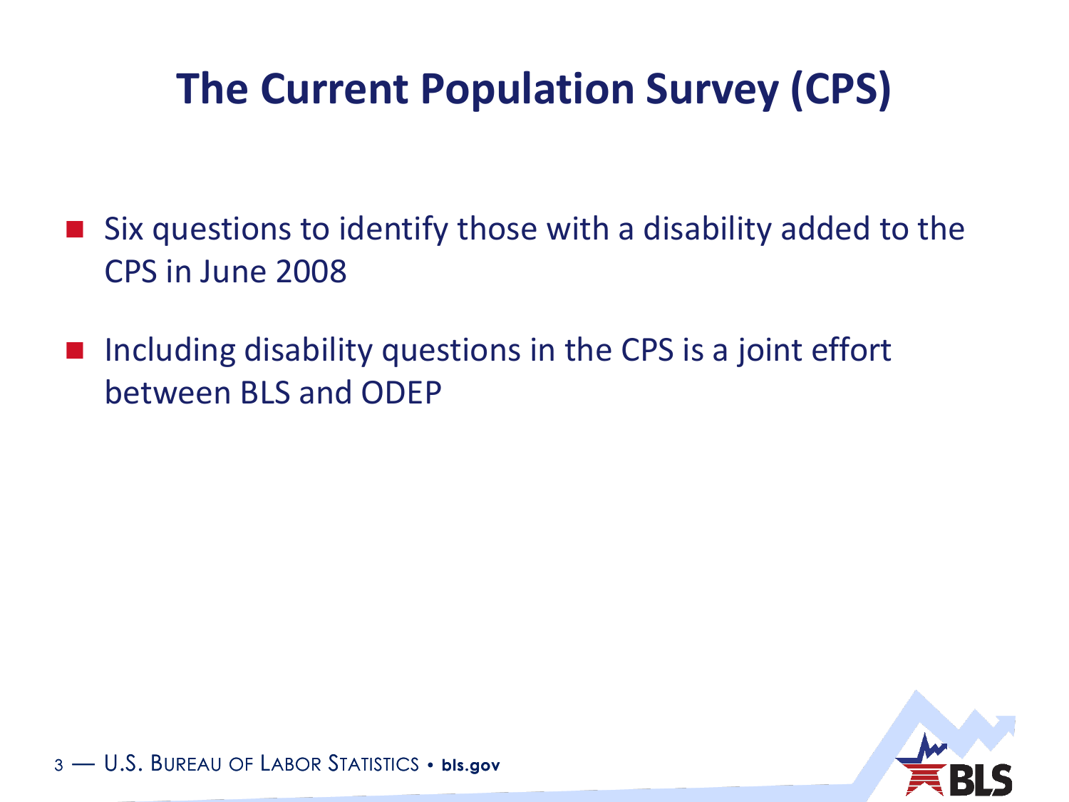# The Current Population Survey (CPS)

- Six questions to identify those with a disability added to the CPS in June 2008
- Including disability questions in the CPS is a joint effort between BLS and ODEP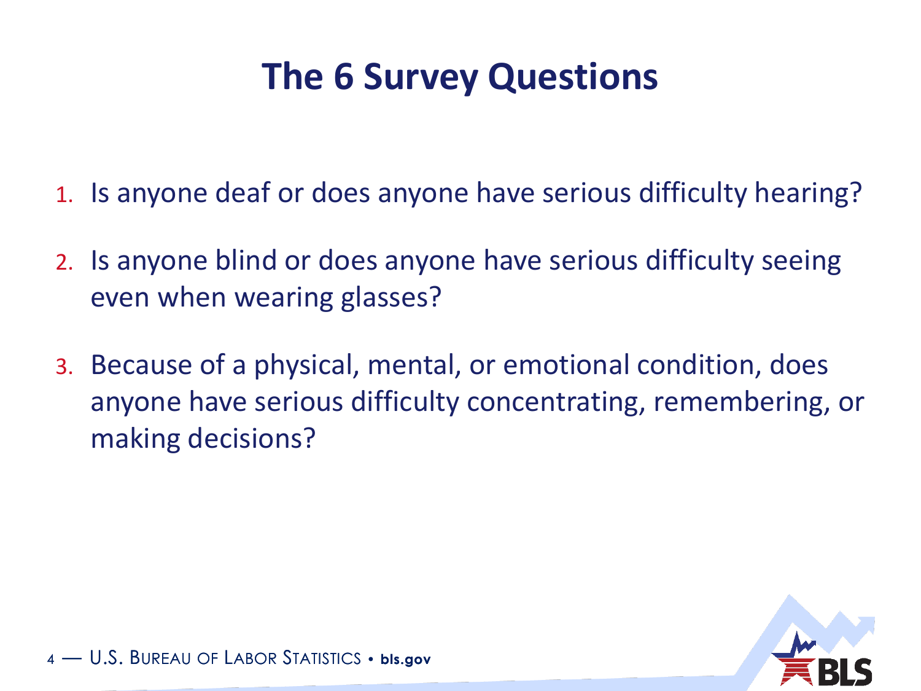# The 6 Survey Questions

1. Is anyone deaf or does anyone have serious difficulty hearing?
2. Is anyone blind or does anyone have serious difficulty seeing even when wearing glasses?
3. Because of a physical, mental, or emotional condition, does anyone have serious difficulty concentrating, remembering, or making decisions?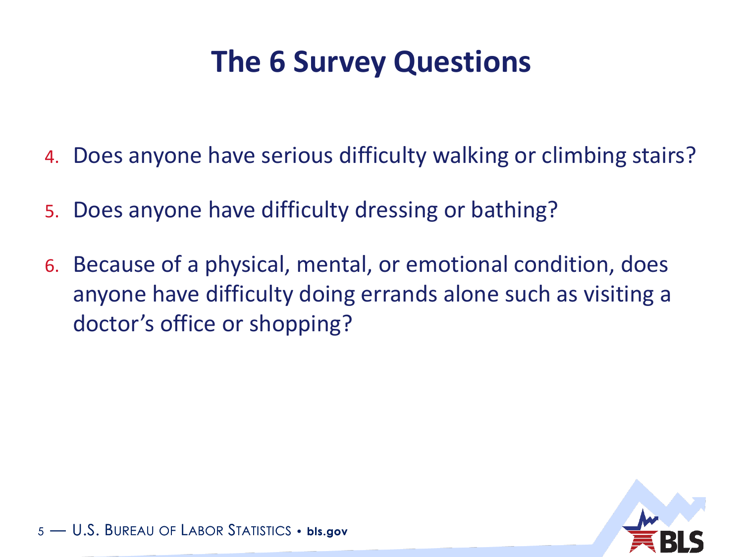# The 6 Survey Questions

4. Does anyone have serious difficulty walking or climbing stairs?
5. Does anyone have difficulty dressing or bathing?
6. Because of a physical, mental, or emotional condition, does anyone have difficulty doing errands alone such as visiting a doctor's office or shopping?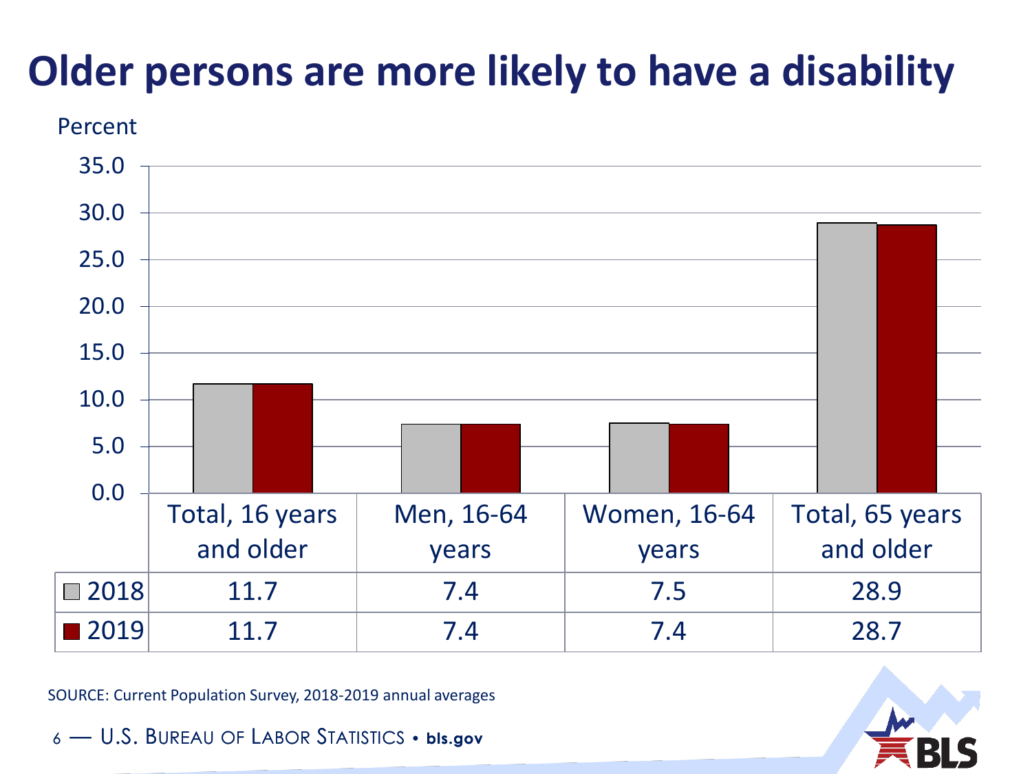# Older persons are more likely to have a disability

Percent

| | Total, 16 years and older | Men, 16-64 years | Women, 16-64 years | Total, 65 years and older |
|---|---|---|---|---|
| 2018 | 11.7 | 7.4 | 7.5 | 28.9 |
| 2019 | 11.7 | 7.4 | 7.4 | 28.7 |

SOURCE: Current Population Survey, 2018-2019 annual averages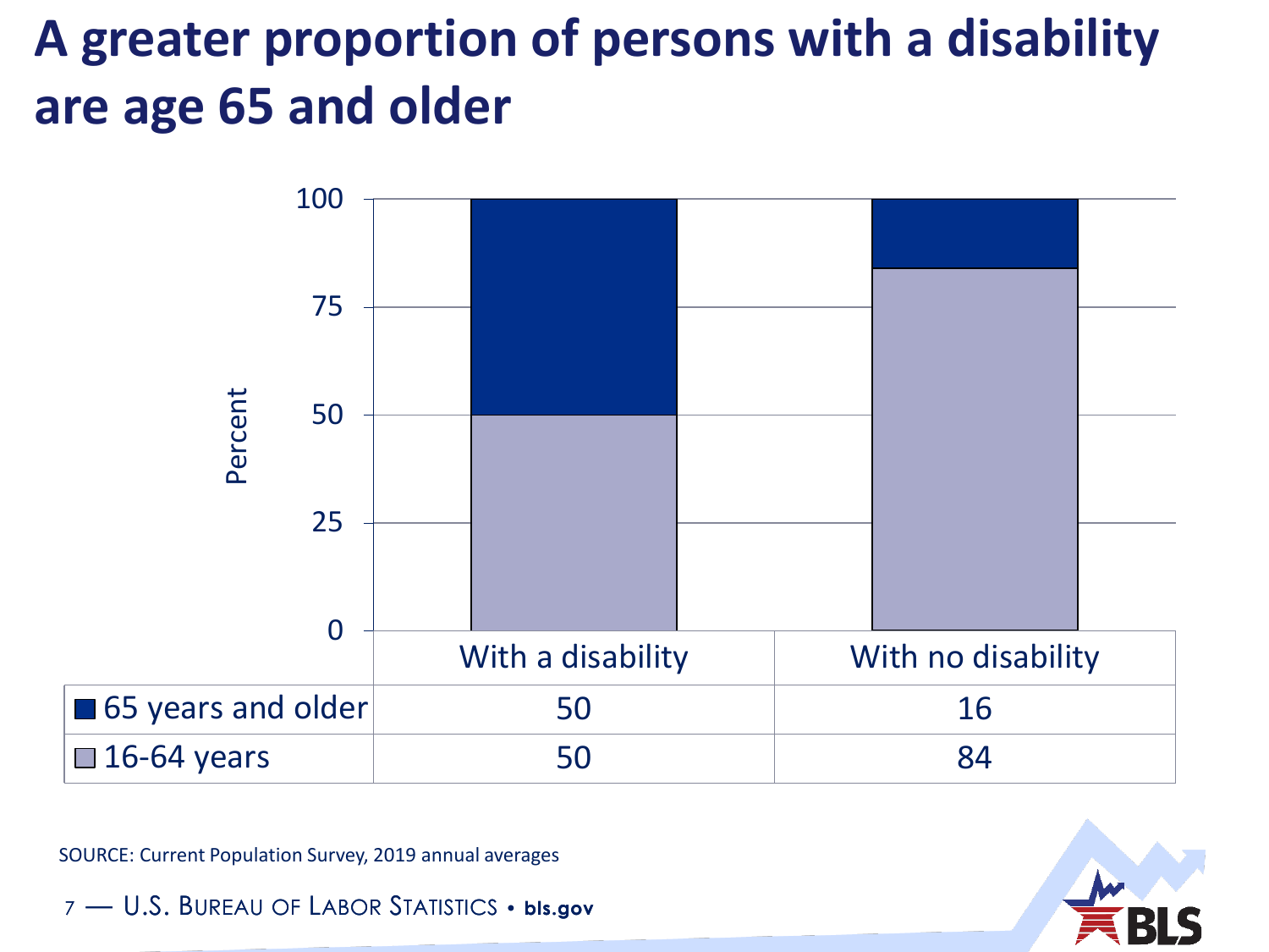# A greater proportion of persons with a disability are age 65 and older

| | With a disability | With no disability |
|---|---|---|
| 65 years and older | 50 | 16 |
| 16-64 years | 50 | 84 |

SOURCE: Current Population Survey, 2019 annual averages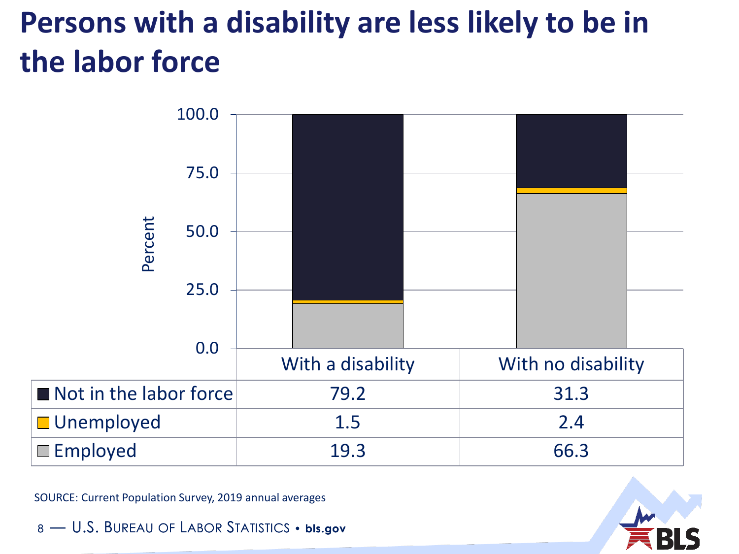# Persons with a disability are less likely to be in the labor force

| | With a disability | With no disability |
|---|---|---|
| Not in the labor force | 79.2 | 31.3 |
| Unemployed | 1.5 | 2.4 |
| Employed | 19.3 | 66.3 |

SOURCE: Current Population Survey, 2019 annual averages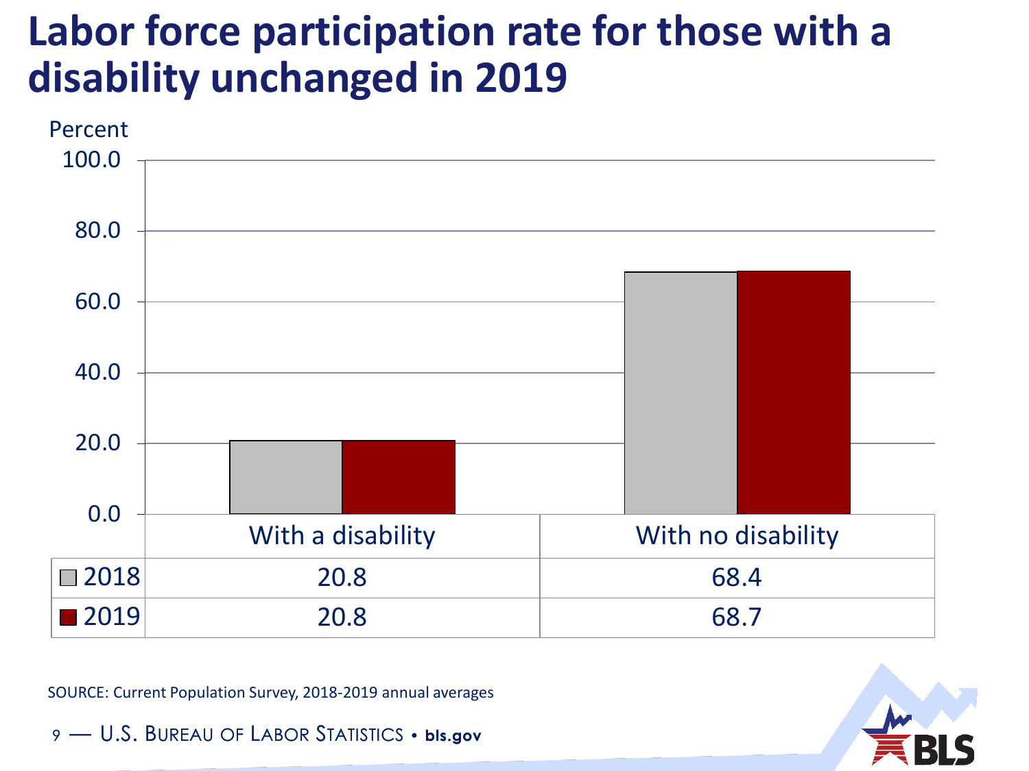# Labor force participation rate for those with a disability unchanged in 2019

Percent

| | With a disability | With no disability |
|---|---|---|
| 2018 | 20.8 | 68.4 |
| 2019 | 20.8 | 68.7 |

SOURCE: Current Population Survey, 2018-2019 annual averages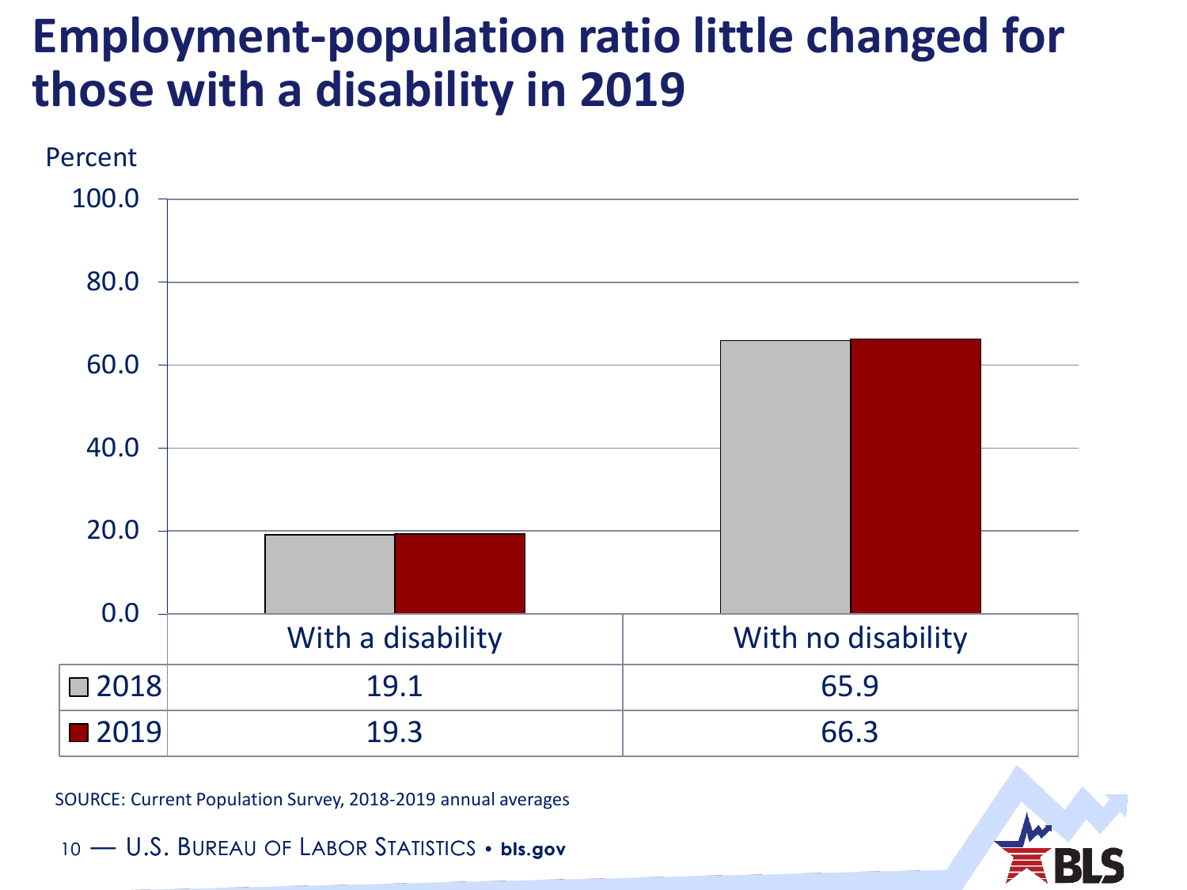# Employment-population ratio little changed for those with a disability in 2019

Percent

| | With a disability | With no disability |
|---|---|---|
| 2018 | 19.1 | 65.9 |
| 2019 | 19.3 | 66.3 |

SOURCE: Current Population Survey, 2018-2019 annual averages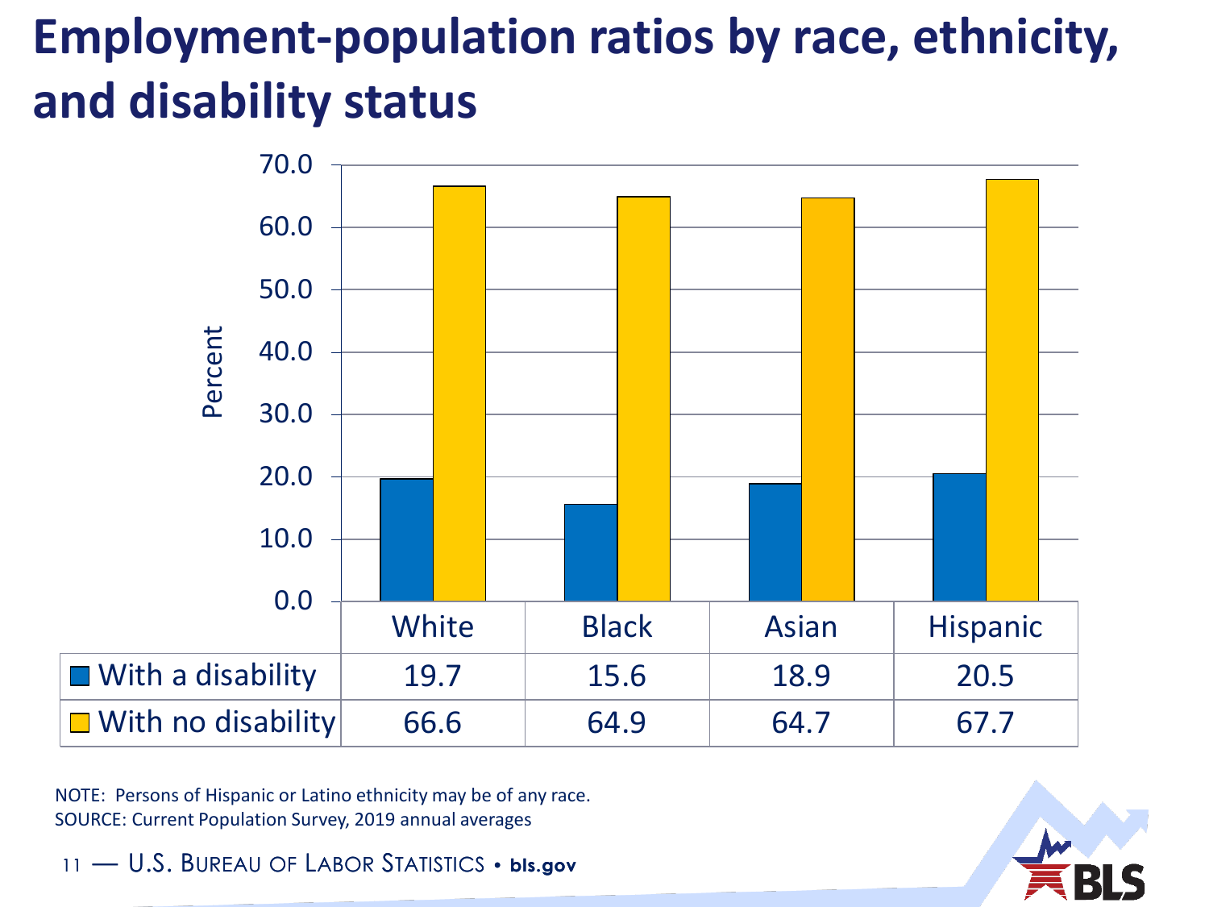# Employment-population ratios by race, ethnicity, and disability status

|  | White | Black | Asian | Hispanic |
|---|---|---|---|---|
| With a disability | 19.7 | 15.6 | 18.9 | 20.5 |
| With no disability | 66.6 | 64.9 | 64.7 | 67.7 |

NOTE: Persons of Hispanic or Latino ethnicity may be of any race.
SOURCE: Current Population Survey, 2019 annual averages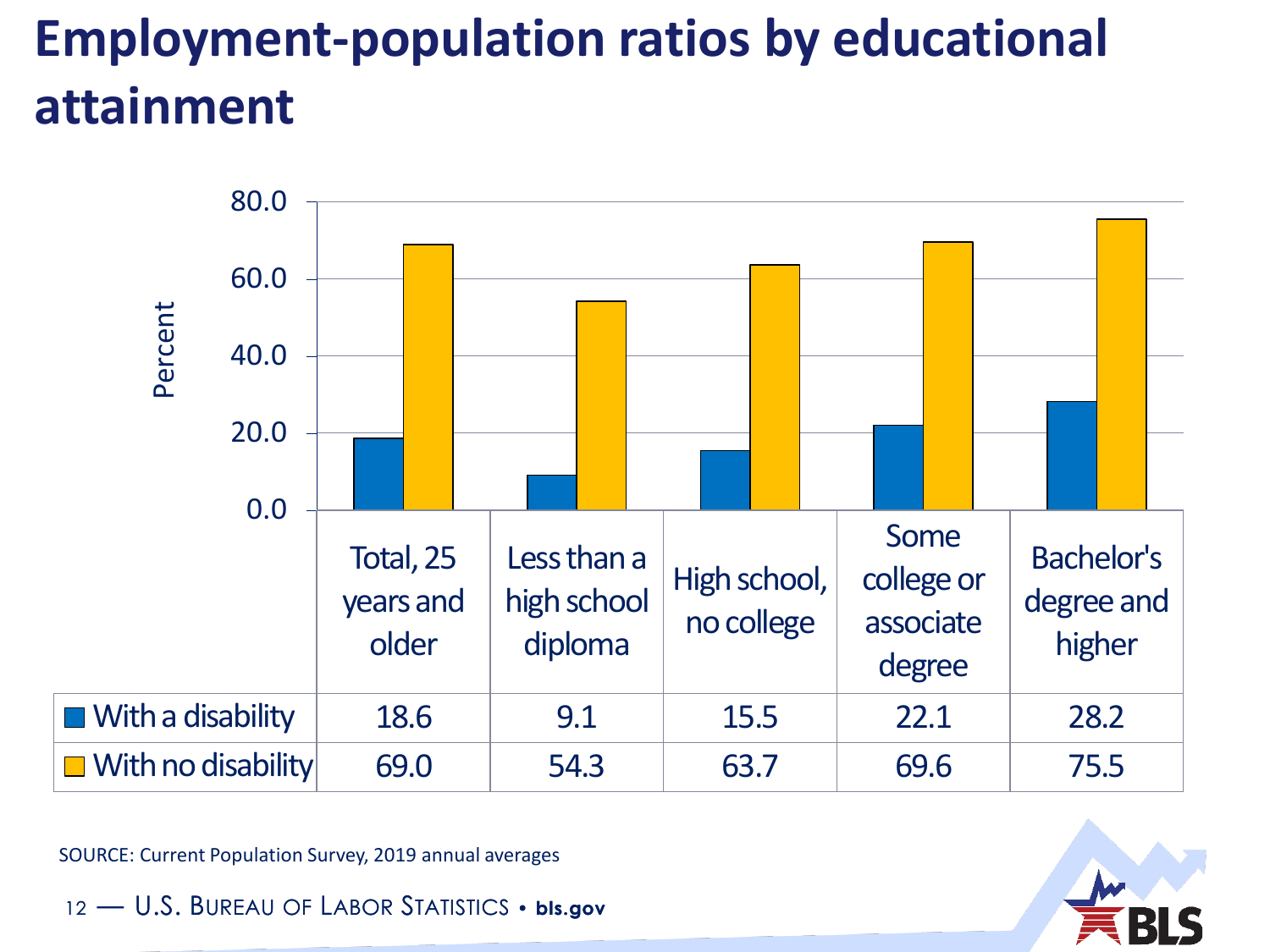# Employment-population ratios by educational attainment

| | Total, 25 years and older | Less than a high school diploma | High school, no college | Some college or associate degree | Bachelor's degree and higher |
|---|---|---|---|---|---|
| With a disability | 18.6 | 9.1 | 15.5 | 22.1 | 28.2 |
| With no disability | 69.0 | 54.3 | 63.7 | 69.6 | 75.5 |

SOURCE: Current Population Survey, 2019 annual averages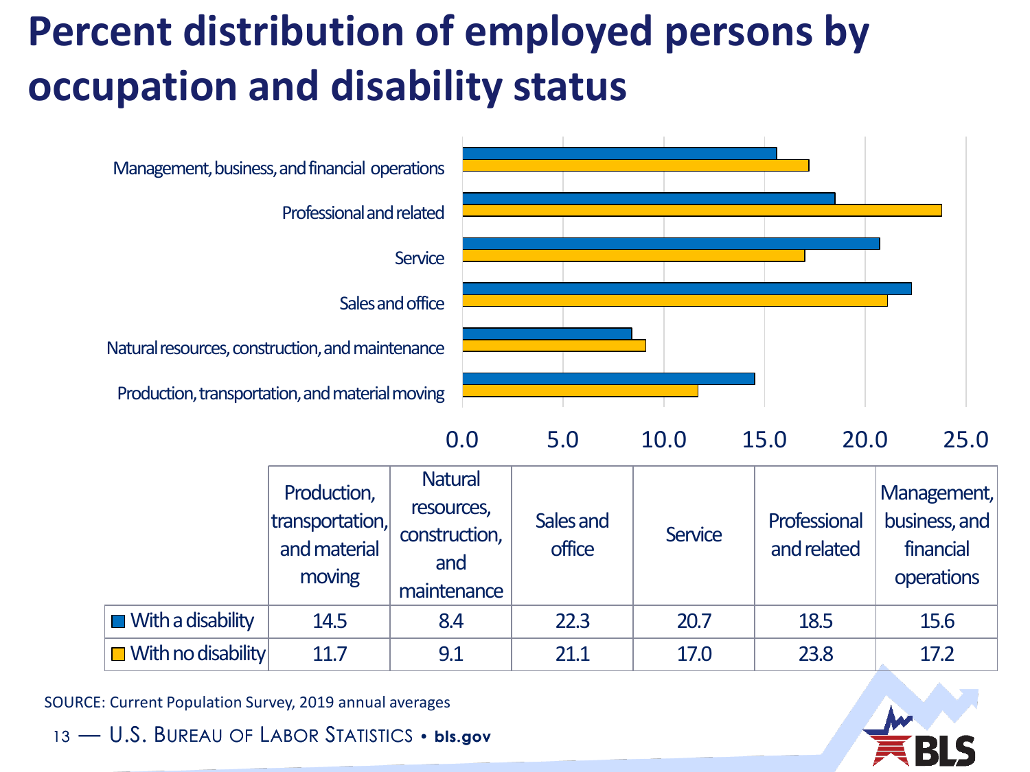# Percent distribution of employed persons by occupation and disability status

| | Production, transportation, and material moving | Natural resources, construction, and maintenance | Sales and office | Service | Professional and related | Management, business, and financial operations |
|---|---|---|---|---|---|---|
| With a disability | 14.5 | 8.4 | 22.3 | 20.7 | 18.5 | 15.6 |
| With no disability | 11.7 | 9.1 | 21.1 | 17.0 | 23.8 | 17.2 |

SOURCE: Current Population Survey, 2019 annual averages

U.S. BUREAU OF LABOR STATISTICS • bls.gov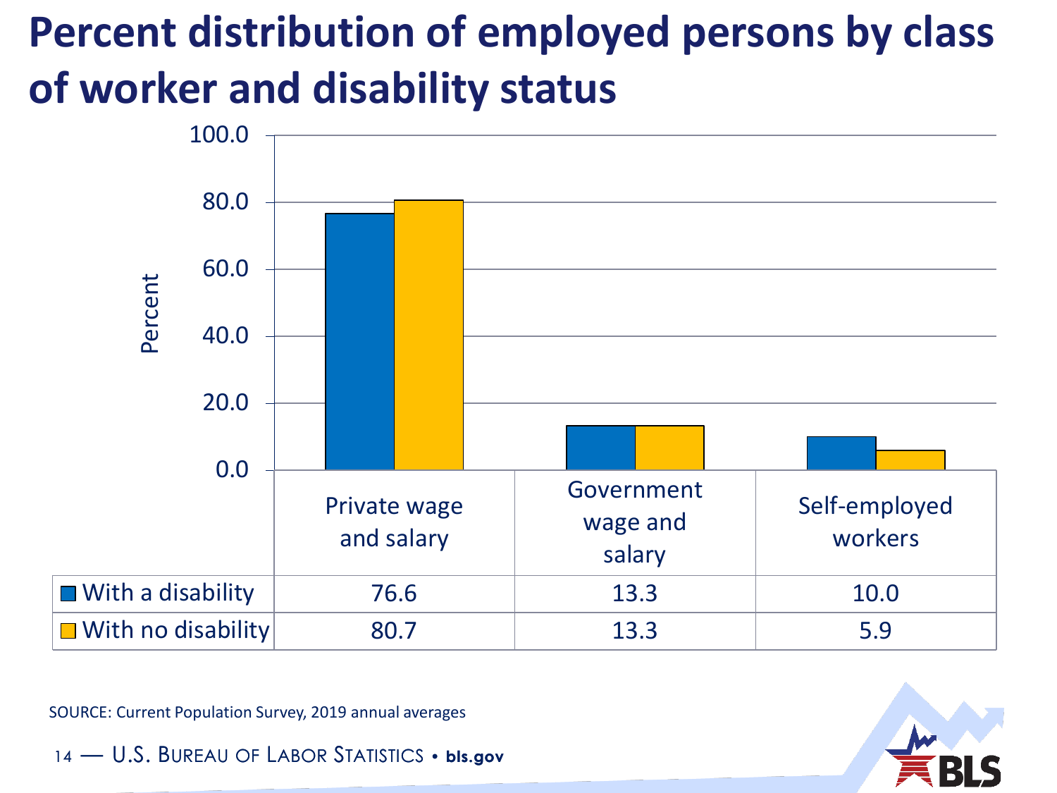# Percent distribution of employed persons by class of worker and disability status

|  | Private wage and salary | Government wage and salary | Self-employed workers |
|---|---|---|---|
| With a disability | 76.6 | 13.3 | 10.0 |
| With no disability | 80.7 | 13.3 | 5.9 |

SOURCE: Current Population Survey, 2019 annual averages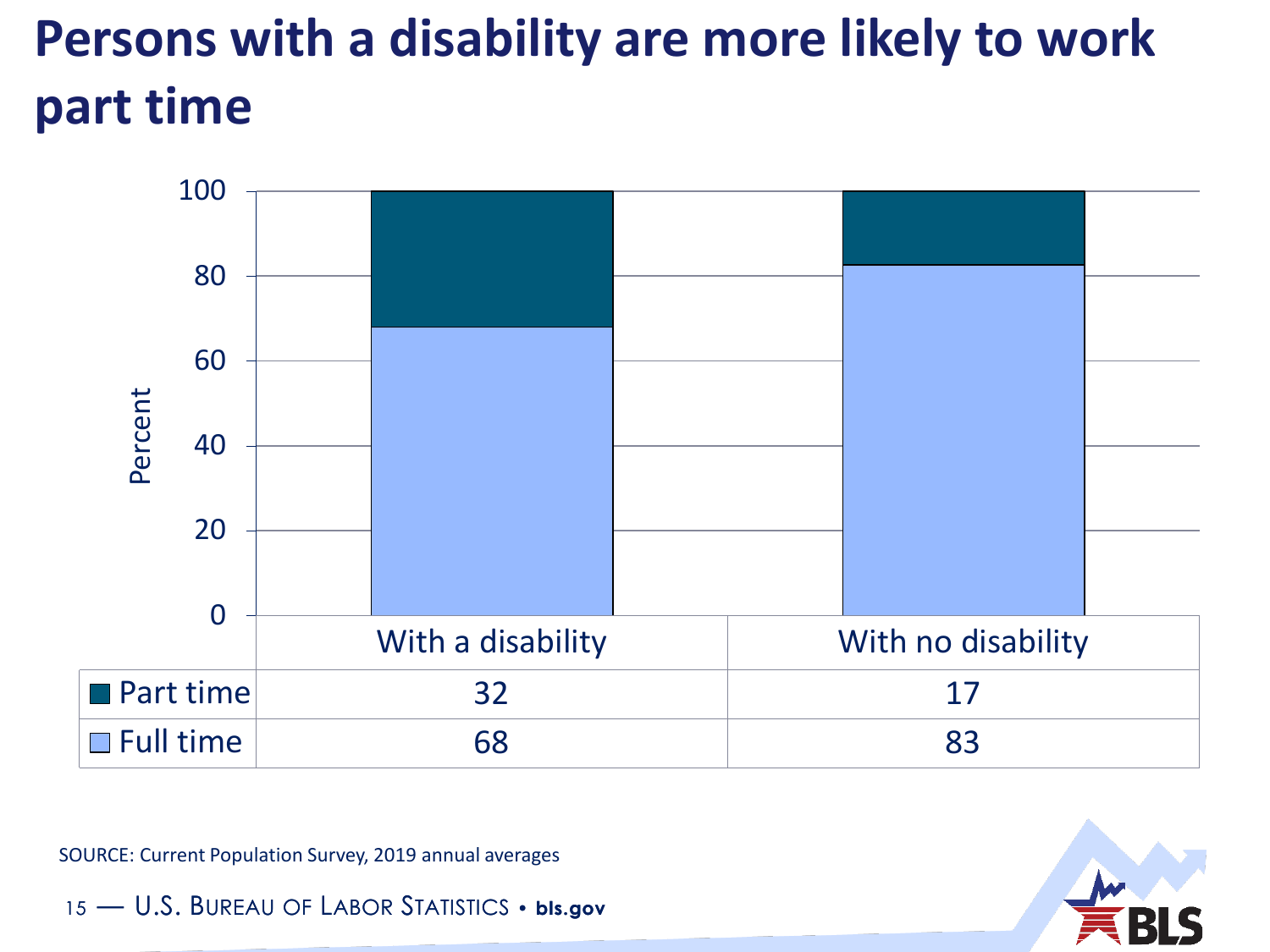# Persons with a disability are more likely to work part time

| | With a disability | With no disability |
|---|---|---|
| Part time | 32 | 17 |
| Full time | 68 | 83 |

SOURCE: Current Population Survey, 2019 annual averages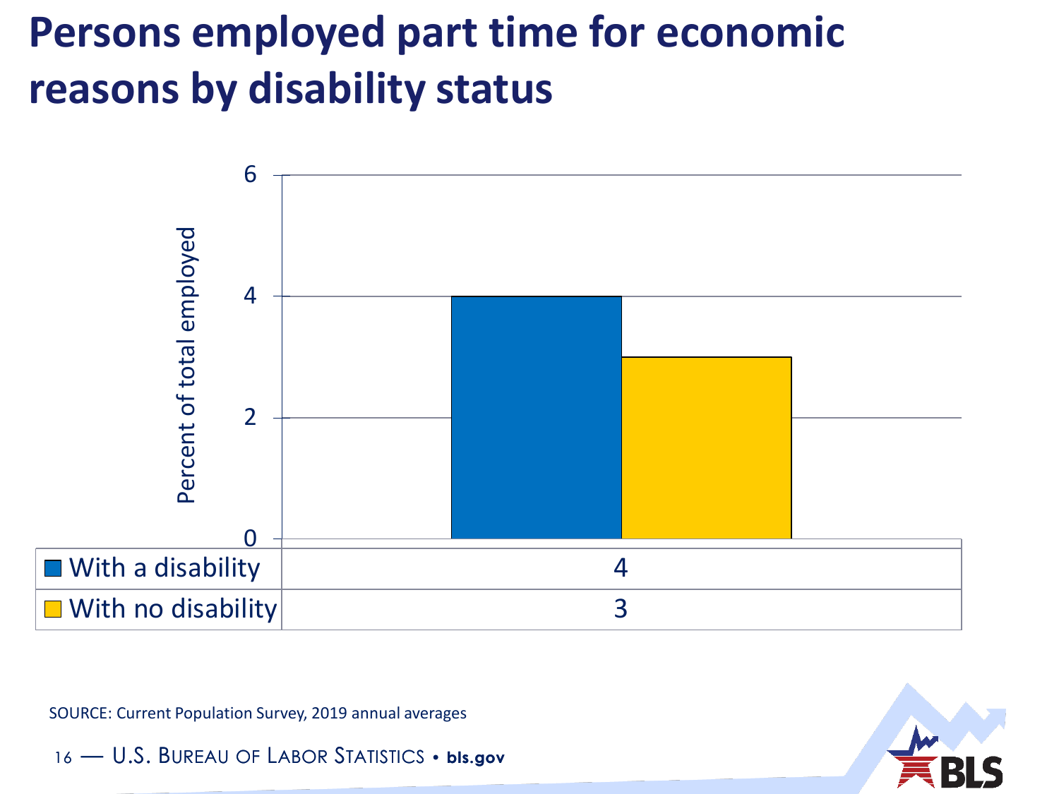# Persons employed part time for economic reasons by disability status

| | Percent of total employed |
|---|---|
| With a disability | 4 |
| With no disability | 3 |

SOURCE: Current Population Survey, 2019 annual averages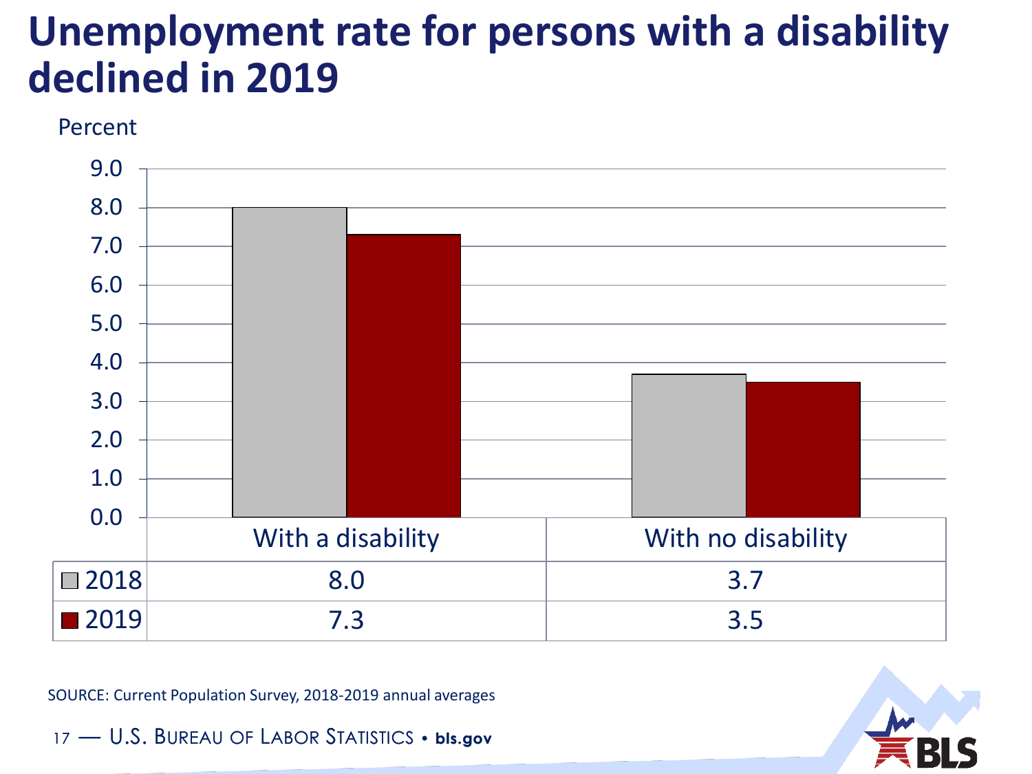# Unemployment rate for persons with a disability declined in 2019

Percent

| | With a disability | With no disability |
|---|---|---|
| 2018 | 8.0 | 3.7 |
| 2019 | 7.3 | 3.5 |

SOURCE: Current Population Survey, 2018-2019 annual averages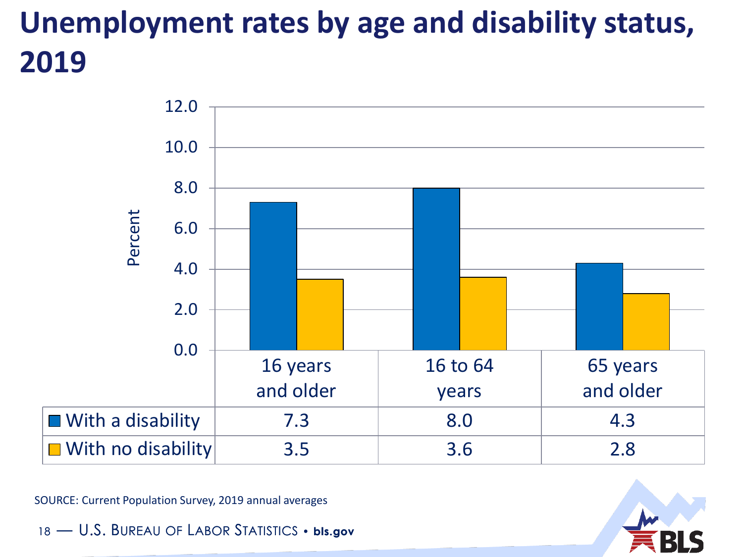# Unemployment rates by age and disability status, 2019

| | 16 years and older | 16 to 64 years | 65 years and older |
|---|---|---|---|
| With a disability | 7.3 | 8.0 | 4.3 |
| With no disability | 3.5 | 3.6 | 2.8 |

SOURCE: Current Population Survey, 2019 annual averages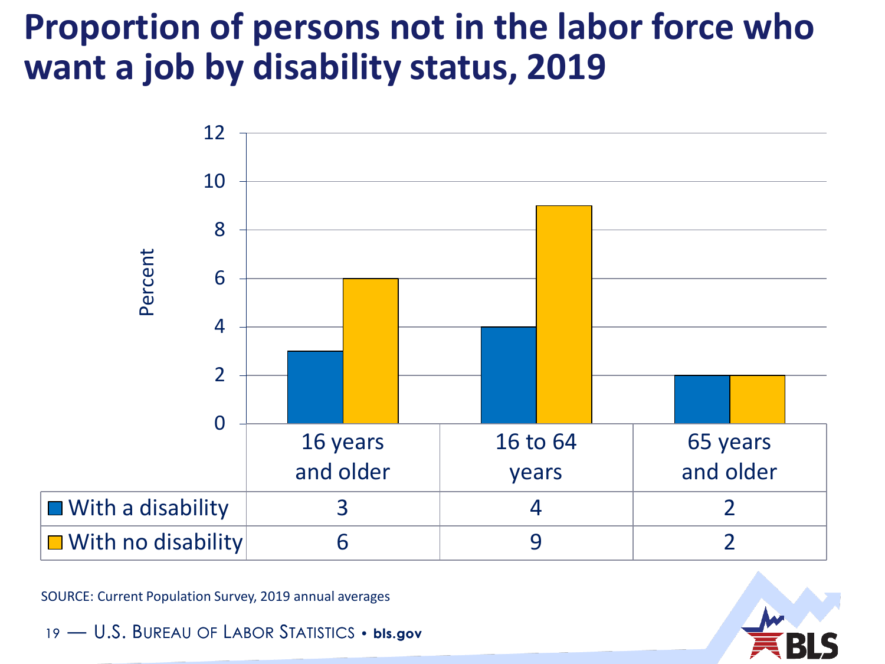# Proportion of persons not in the labor force who want a job by disability status, 2019

| | 16 years and older | 16 to 64 years | 65 years and older |
|---|---|---|---|
| With a disability | 3 | 4 | 2 |
| With no disability | 6 | 9 | 2 |

SOURCE: Current Population Survey, 2019 annual averages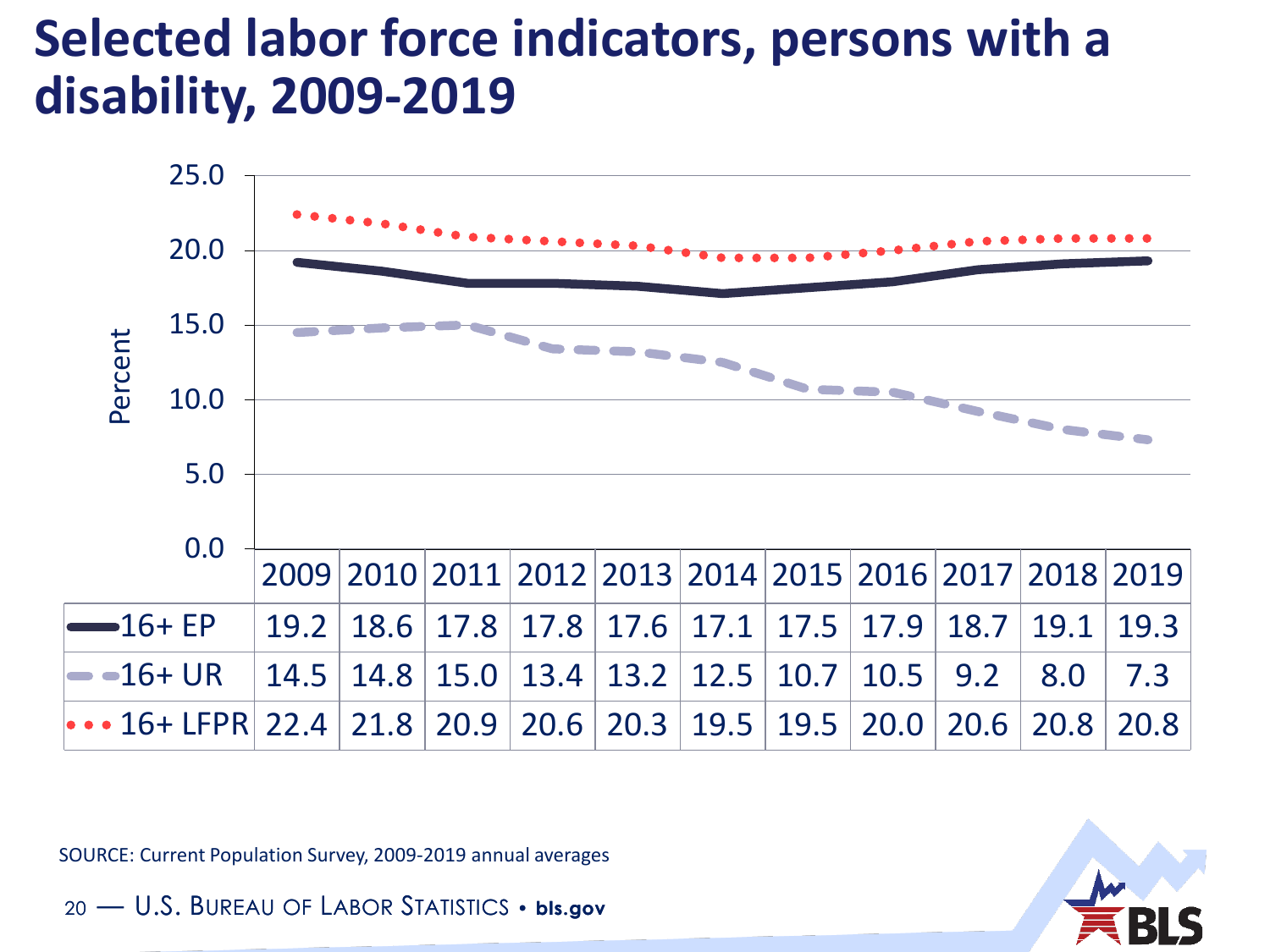# Selected labor force indicators, persons with a disability, 2009-2019

| | 2009 | 2010 | 2011 | 2012 | 2013 | 2014 | 2015 | 2016 | 2017 | 2018 | 2019 |
|---|---|---|---|---|---|---|---|---|---|---|---|
| 16+ EP | 19.2 | 18.6 | 17.8 | 17.8 | 17.6 | 17.1 | 17.5 | 17.9 | 18.7 | 19.1 | 19.3 |
| 16+ UR | 14.5 | 14.8 | 15.0 | 13.4 | 13.2 | 12.5 | 10.7 | 10.5 | 9.2 | 8.0 | 7.3 |
| 16+ LFPR | 22.4 | 21.8 | 20.9 | 20.6 | 20.3 | 19.5 | 19.5 | 20.0 | 20.6 | 20.8 | 20.8 |

SOURCE: Current Population Survey, 2009-2019 annual averages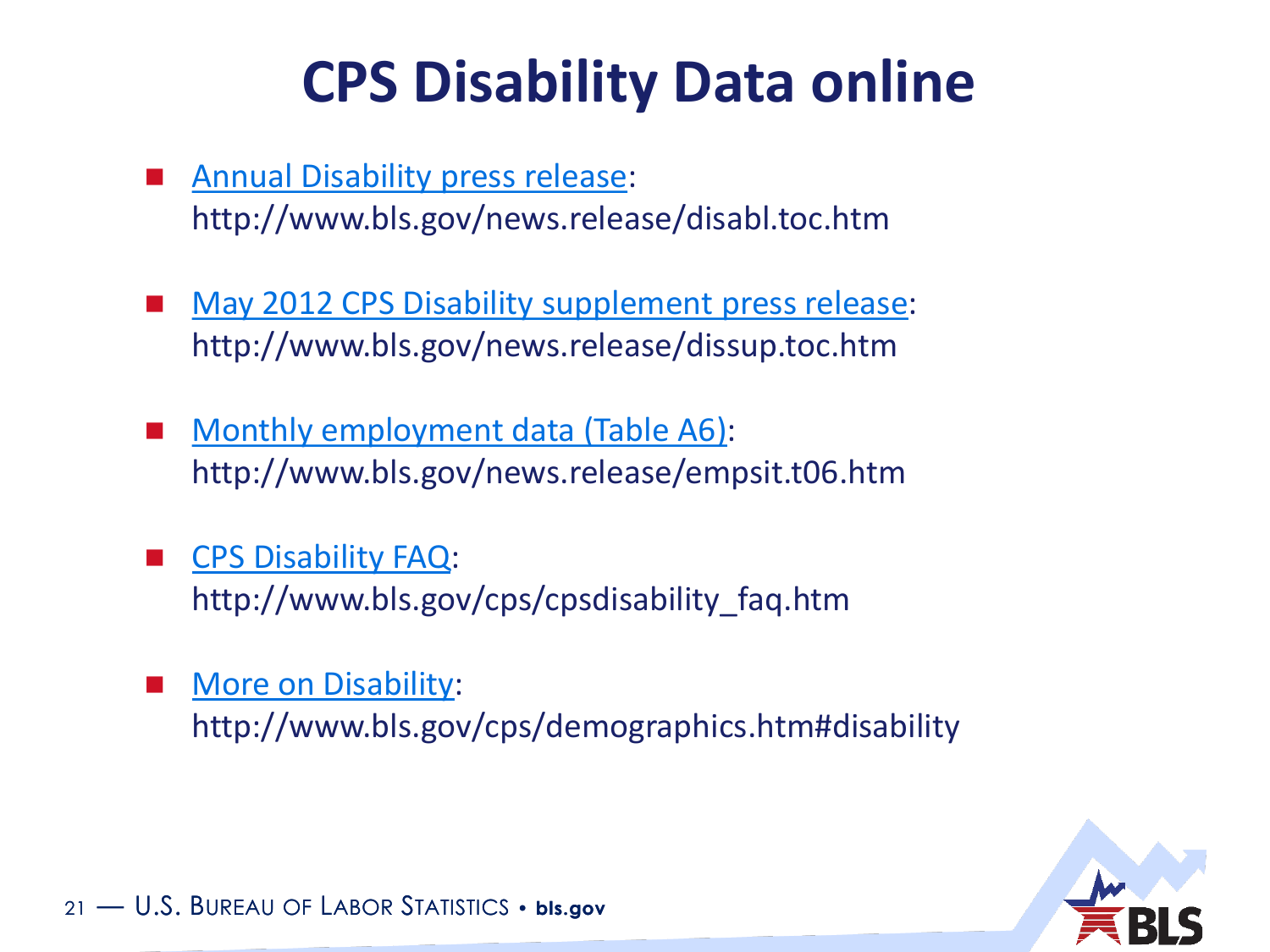# CPS Disability Data online

- Annual Disability press release:
  http://www.bls.gov/news.release/disabl.toc.htm

- May 2012 CPS Disability supplement press release:
  http://www.bls.gov/news.release/dissup.toc.htm

- Monthly employment data (Table A6):
  http://www.bls.gov/news.release/empsit.t06.htm

- CPS Disability FAQ:
  http://www.bls.gov/cps/cpsdisability_faq.htm

- More on Disability:
  http://www.bls.gov/cps/demographics.htm#disability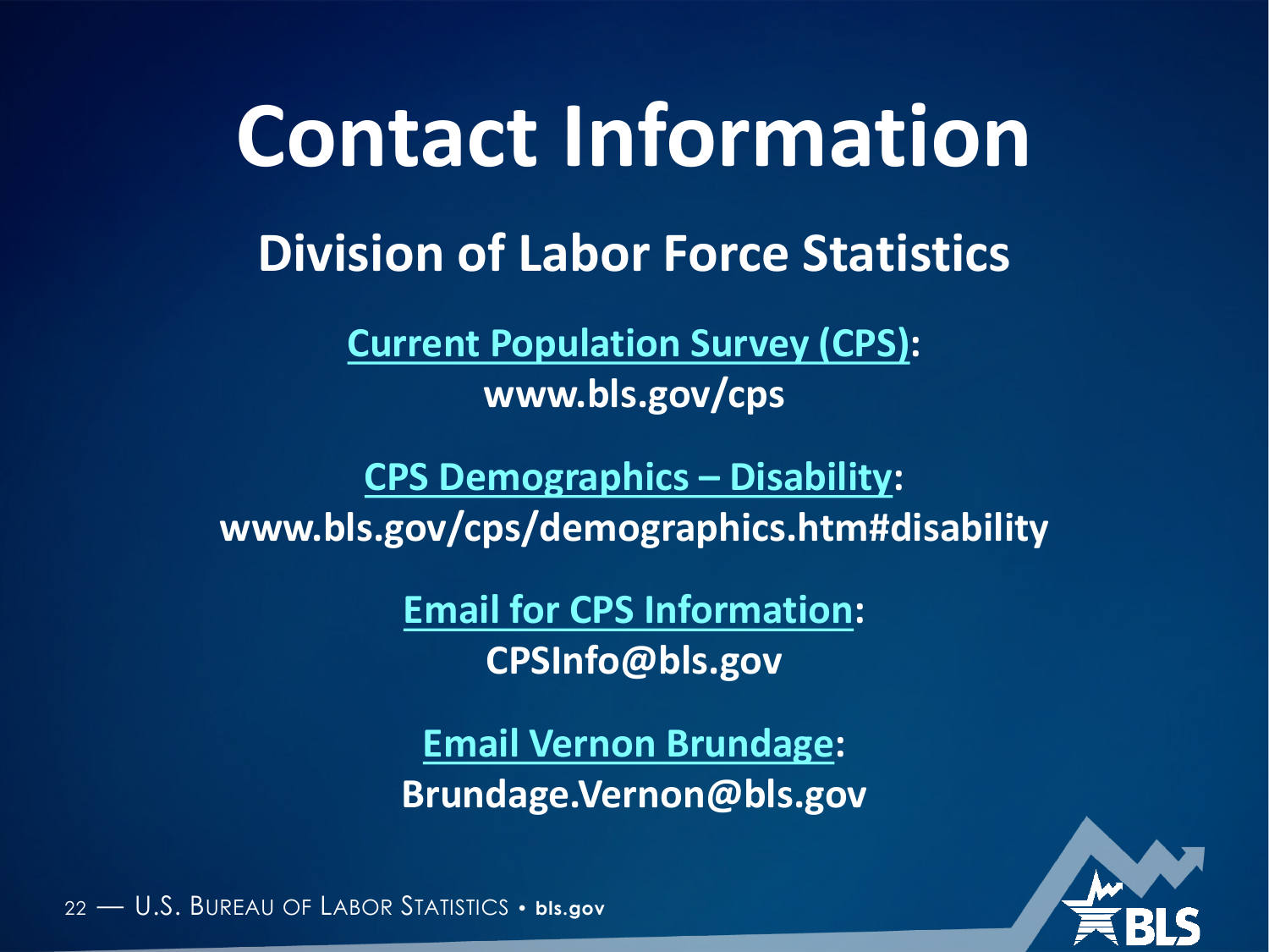# Contact Information

## Division of Labor Force Statistics

**Current Population Survey (CPS):**
**www.bls.gov/cps**

**CPS Demographics – Disability:**
**www.bls.gov/cps/demographics.htm#disability**

**Email for CPS Information:**
**CPSInfo@bls.gov**

**Email Vernon Brundage:**
**Brundage.Vernon@bls.gov**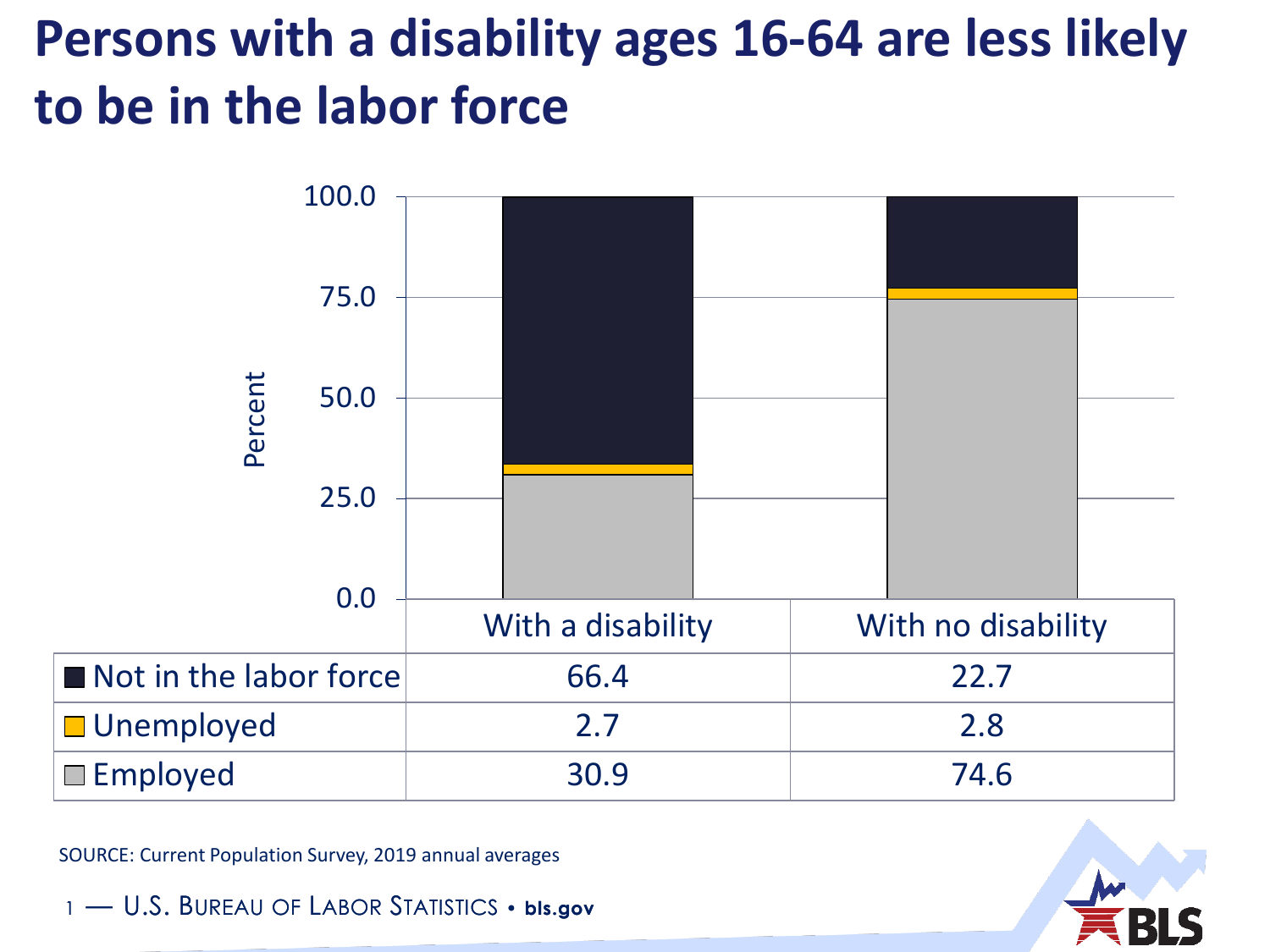# Persons with a disability ages 16-64 are less likely to be in the labor force

| | With a disability | With no disability |
|---|---|---|
| Not in the labor force | 66.4 | 22.7 |
| Unemployed | 2.7 | 2.8 |
| Employed | 30.9 | 74.6 |

SOURCE: Current Population Survey, 2019 annual averages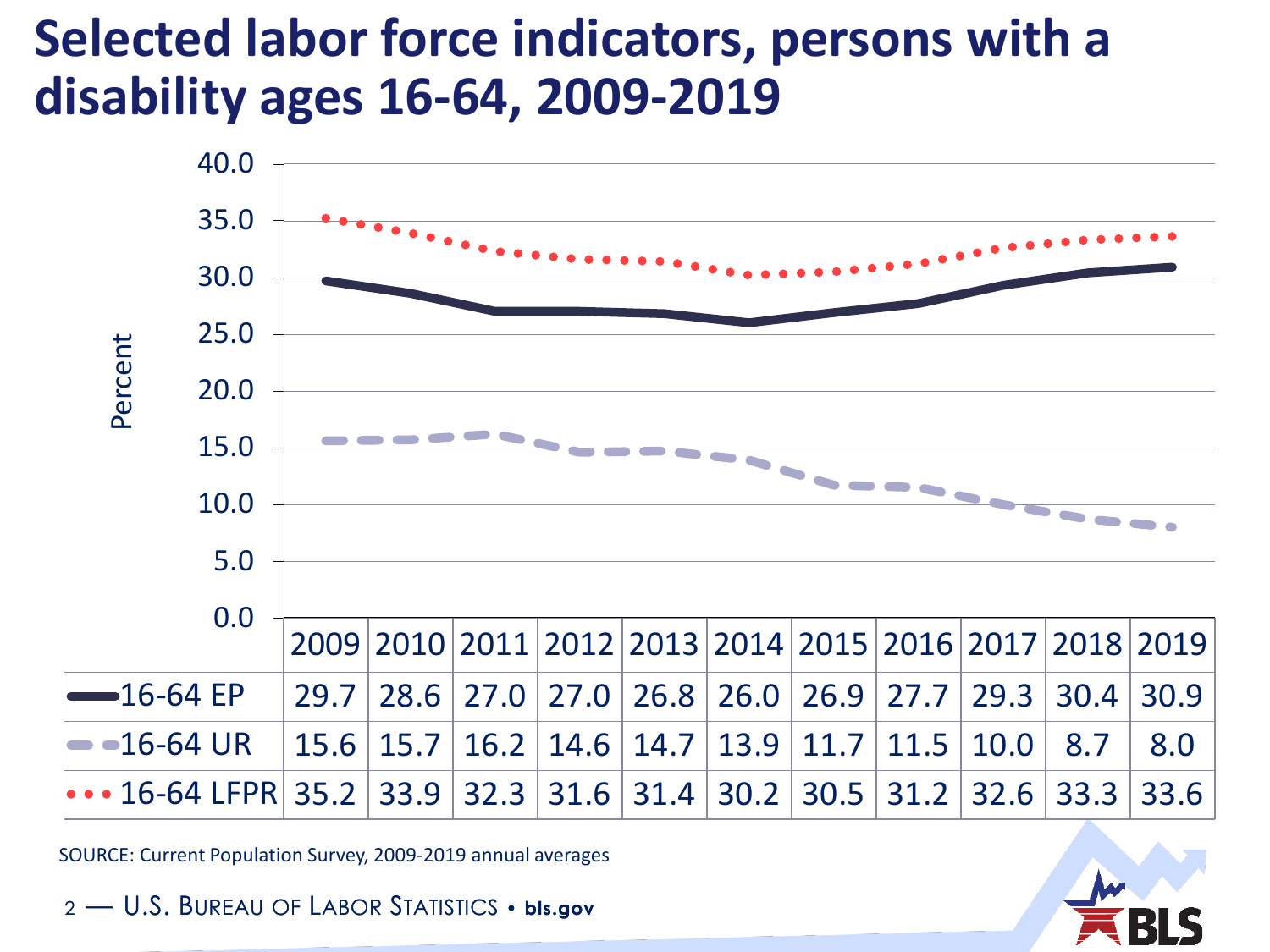# Selected labor force indicators, persons with a disability ages 16-64, 2009-2019

Percent

40.0
35.0
30.0
25.0
20.0
15.0
10.0
5.0
0.0

| | 2009 | 2010 | 2011 | 2012 | 2013 | 2014 | 2015 | 2016 | 2017 | 2018 | 2019 |
|---|---|---|---|---|---|---|---|---|---|---|---|
| 16-64 EP | 29.7 | 28.6 | 27.0 | 27.0 | 26.8 | 26.0 | 26.9 | 27.7 | 29.3 | 30.4 | 30.9 |
| 16-64 UR | 15.6 | 15.7 | 16.2 | 14.6 | 14.7 | 13.9 | 11.7 | 11.5 | 10.0 | 8.7 | 8.0 |
| 16-64 LFPR | 35.2 | 33.9 | 32.3 | 31.6 | 31.4 | 30.2 | 30.5 | 31.2 | 32.6 | 33.3 | 33.6 |

SOURCE: Current Population Survey, 2009-2019 annual averages